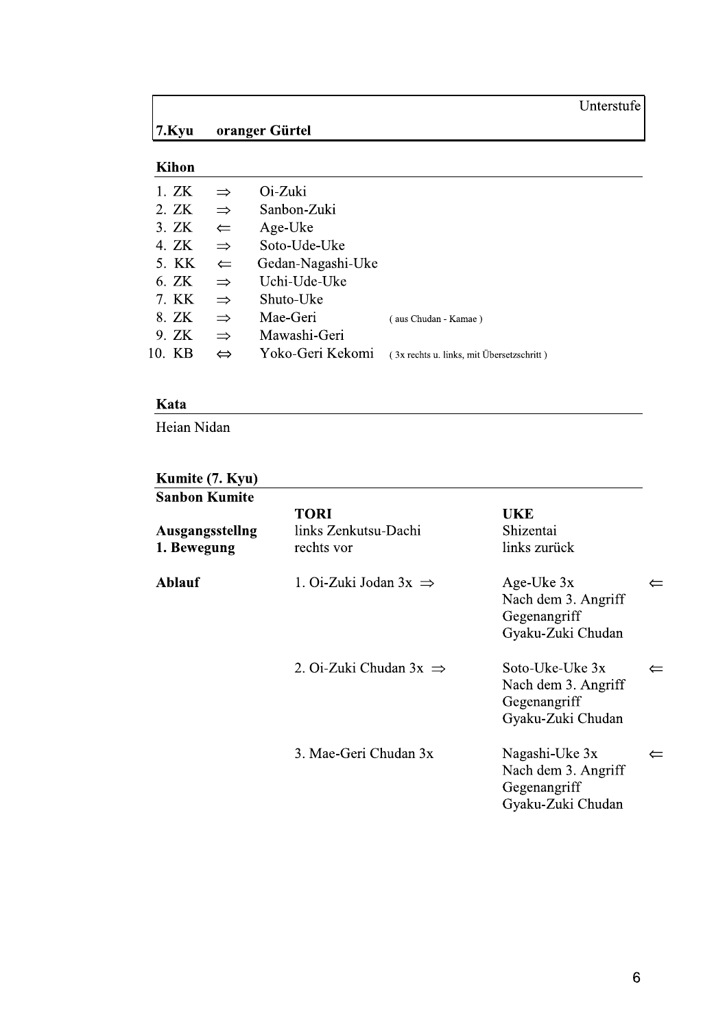Unterstufe

## 7.Kyu oranger Gürtel

### Kihon

| | | | |
|---|---|---|---|
| 1. ZK | ⇒ | Oi-Zuki | |
| 2. ZK | ⇒ | Sanbon-Zuki | |
| 3. ZK | ⇐ | Age-Uke | |
| 4. ZK | ⇒ | Soto-Ude-Uke | |
| 5. KK | ⇐ | Gedan-Nagashi-Uke | |
| 6. ZK | ⇒ | Uchi-Ude-Uke | |
| 7. KK | ⇒ | Shuto-Uke | |
| 8. ZK | ⇒ | Mae-Geri | ( aus Chudan - Kamae ) |
| 9. ZK | ⇒ | Mawashi-Geri | |
| 10. KB | ⇔ | Yoko-Geri Kekomi | ( 3x rechts u. links, mit Übersetzschritt ) |

### Kata

Heian Nidan

### Kumite (7. Kyu)

**Sanbon Kumite**

| | TORI | UKE | |
|---|---|---|---|
| **Ausgangsstellng** | links Zenkutsu-Dachi | Shizentai | |
| **1. Bewegung** | rechts vor | links zurück | |
| **Ablauf** | 1. Oi-Zuki Jodan 3x ⇒ | Age-Uke 3x<br>Nach dem 3. Angriff<br>Gegenangriff<br>Gyaku-Zuki Chudan | ⇐ |
| | 2. Oi-Zuki Chudan 3x ⇒ | Soto-Uke-Uke 3x<br>Nach dem 3. Angriff<br>Gegenangriff<br>Gyaku-Zuki Chudan | ⇐ |
| | 3. Mae-Geri Chudan 3x | Nagashi-Uke 3x<br>Nach dem 3. Angriff<br>Gegenangriff<br>Gyaku-Zuki Chudan | ⇐ |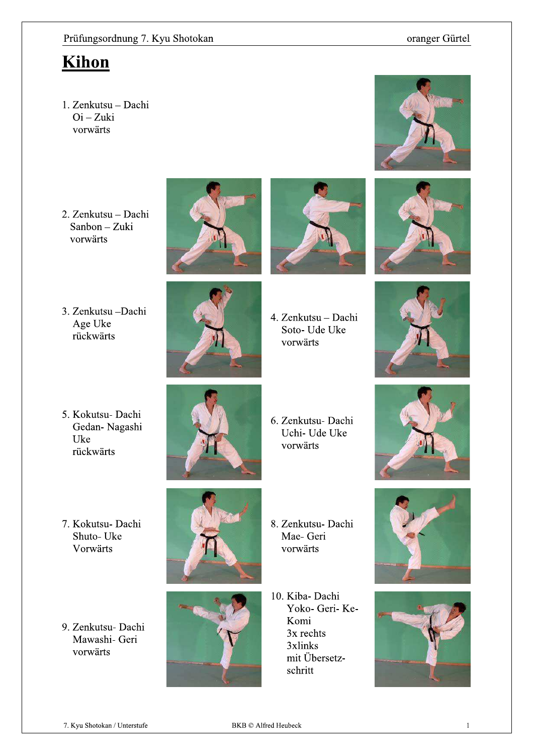# Kihon

1. Zenkutsu – Dachi
   Oi – Zuki
   vorwärts

2. Zenkutsu – Dachi
   Sanbon – Zuki
   vorwärts

3. Zenkutsu –Dachi
   Age Uke
   rückwärts

4. Zenkutsu – Dachi
   Soto- Ude Uke
   vorwärts

5. Kokutsu- Dachi
   Gedan- Nagashi
   Uke
   rückwärts

6. Zenkutsu- Dachi
   Uchi- Ude Uke
   vorwärts

7. Kokutsu- Dachi
   Shuto- Uke
   Vorwärts

8. Zenkutsu- Dachi
   Mae- Geri
   vorwärts

9. Zenkutsu- Dachi
   Mawashi- Geri
   vorwärts

10. Kiba- Dachi
    Yoko- Geri- Ke-
    Komi
    3x rechts
    3xlinks
    mit Übersetz-
    schritt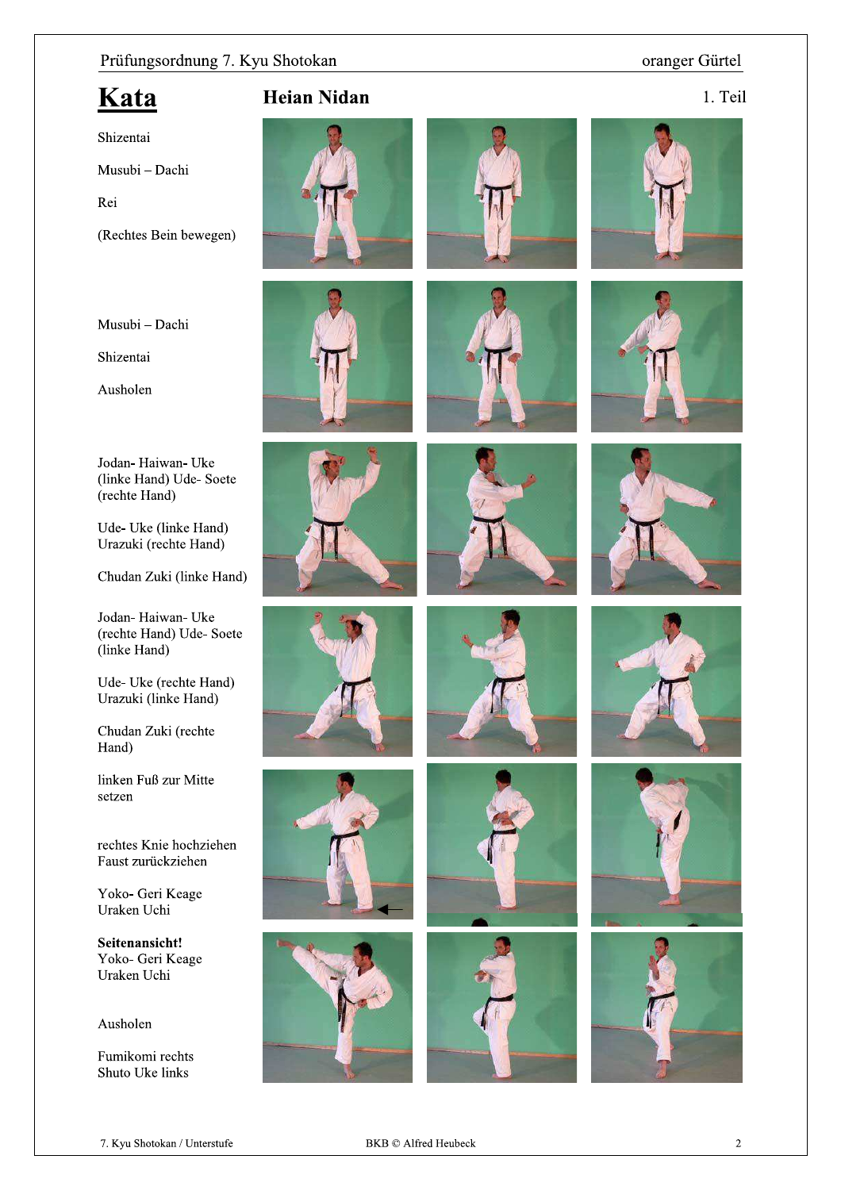# Kata

## Heian Nidan

1. Teil

Shizentai

Musubi – Dachi

Rei

(Rechtes Bein bewegen)

Musubi – Dachi

Shizentai

Ausholen

Jodan- Haiwan- Uke (linke Hand) Ude- Soete (rechte Hand)

Ude- Uke (linke Hand) Urazuki (rechte Hand)

Chudan Zuki (linke Hand)

Jodan- Haiwan- Uke (rechte Hand) Ude- Soete (linke Hand)

Ude- Uke (rechte Hand) Urazuki (linke Hand)

Chudan Zuki (rechte Hand)

linken Fuß zur Mitte setzen

rechtes Knie hochziehen Faust zurückziehen

Yoko- Geri Keage Uraken Uchi

**Seitenansicht!**
Yoko- Geri Keage Uraken Uchi

Ausholen

Fumikomi rechts Shuto Uke links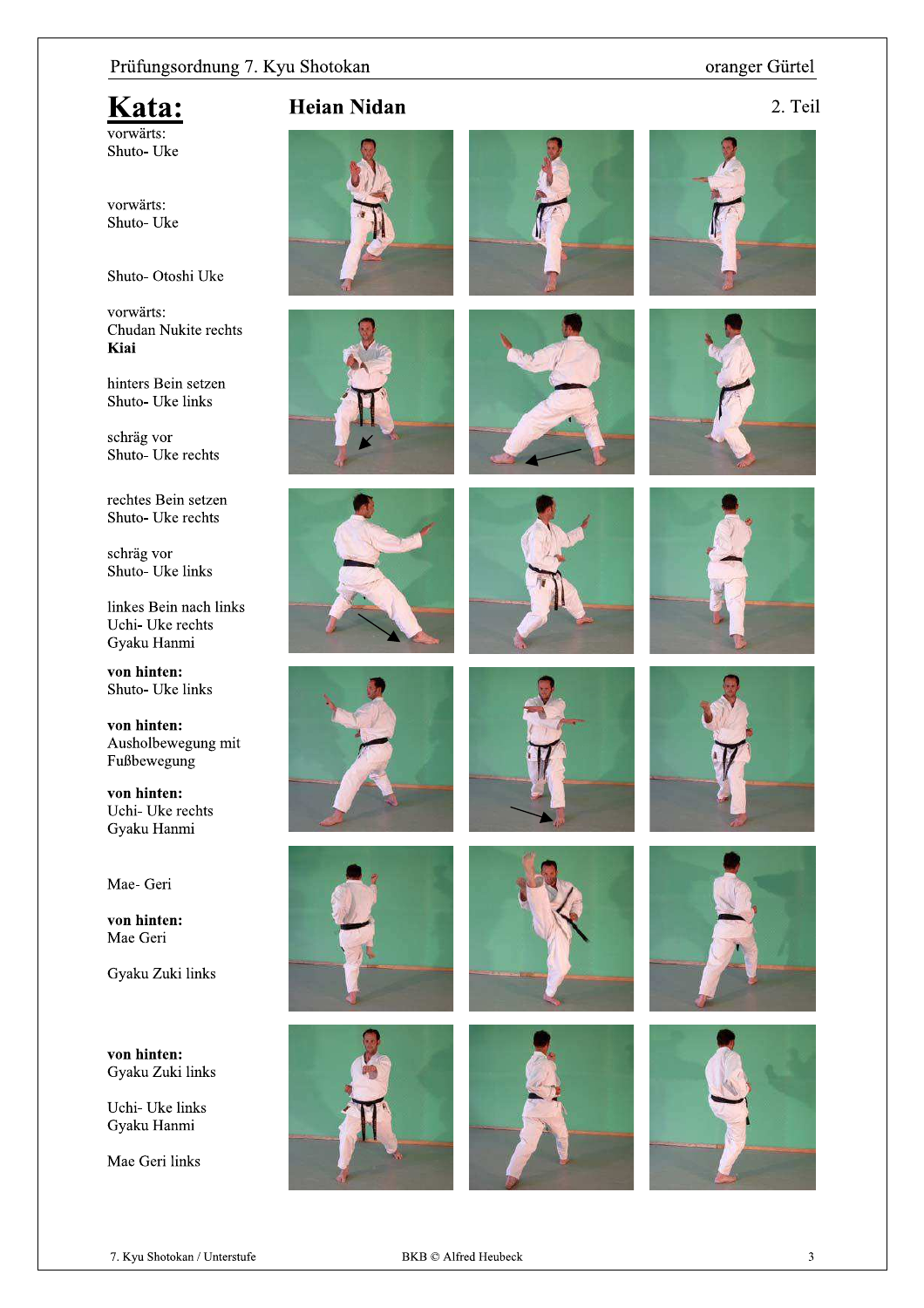# Kata:

## Heian Nidan

2. Teil

vorwärts:
Shuto- Uke

vorwärts:
Shuto- Uke

Shuto- Otoshi Uke

vorwärts:
Chudan Nukite rechts
**Kiai**

hinters Bein setzen
Shuto- Uke links

schräg vor
Shuto- Uke rechts

rechtes Bein setzen
Shuto- Uke rechts

schräg vor
Shuto- Uke links

linkes Bein nach links
Uchi- Uke rechts
Gyaku Hanmi

**von hinten:**
Shuto- Uke links

**von hinten:**
Ausholbewegung mit Fußbewegung

**von hinten:**
Uchi- Uke rechts
Gyaku Hanmi

Mae- Geri

**von hinten:**
Mae Geri

Gyaku Zuki links

**von hinten:**
Gyaku Zuki links

Uchi- Uke links
Gyaku Hanmi

Mae Geri links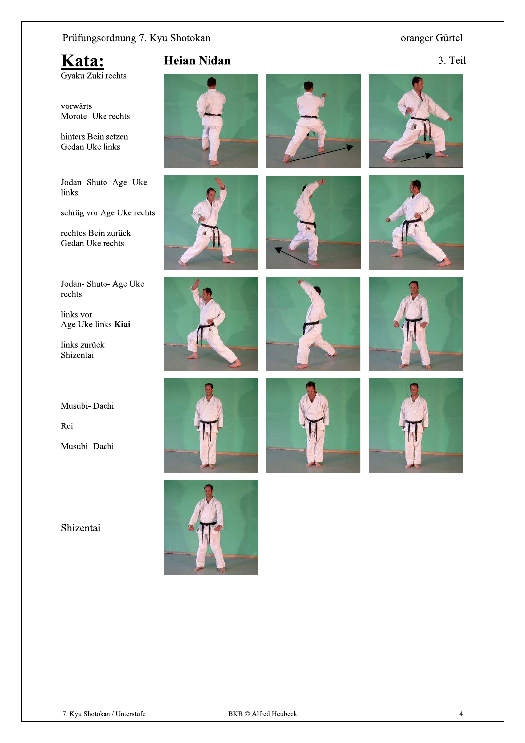# Kata:

## Heian Nidan

3. Teil

Gyaku Zuki rechts

vorwärts
Morote- Uke rechts

hinters Bein setzen
Gedan Uke links

Jodan- Shuto- Age- Uke links

schräg vor Age Uke rechts

rechtes Bein zurück
Gedan Uke rechts

Jodan- Shuto- Age Uke rechts

links vor
Age Uke links **Kiai**

links zurück
Shizentai

Musubi- Dachi

Rei

Musubi- Dachi

Shizentai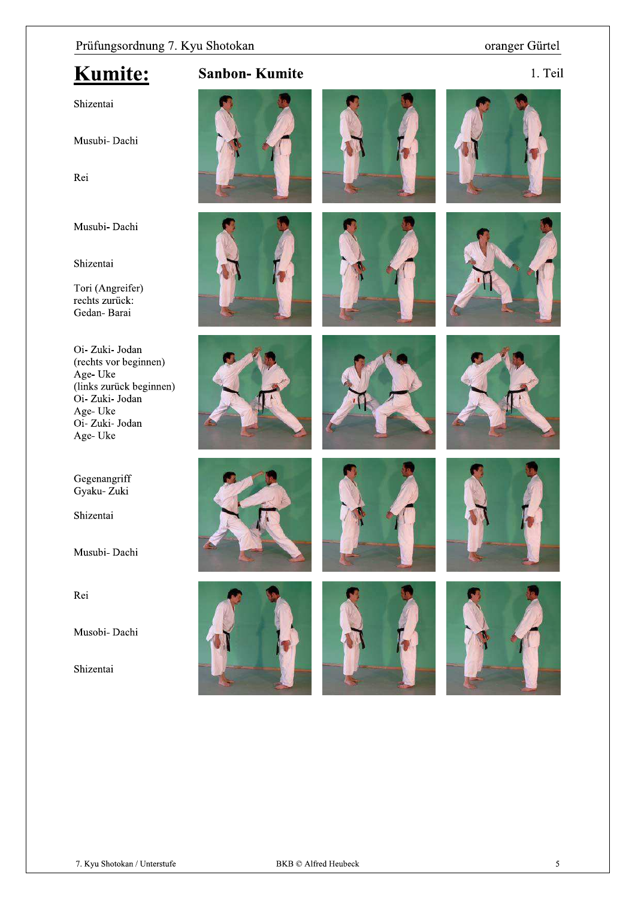# Kumite:

## Sanbon- Kumite

1. Teil

Shizentai

Musubi- Dachi

Rei

Musubi- Dachi

Shizentai

Tori (Angreifer)
rechts zurück:
Gedan- Barai

Oi- Zuki- Jodan
(rechts vor beginnen)
Age- Uke
(links zurück beginnen)
Oi- Zuki- Jodan
Age- Uke
Oi- Zuki- Jodan
Age- Uke

Gegenangriff
Gyaku- Zuki

Shizentai

Musubi- Dachi

Rei

Musobi- Dachi

Shizentai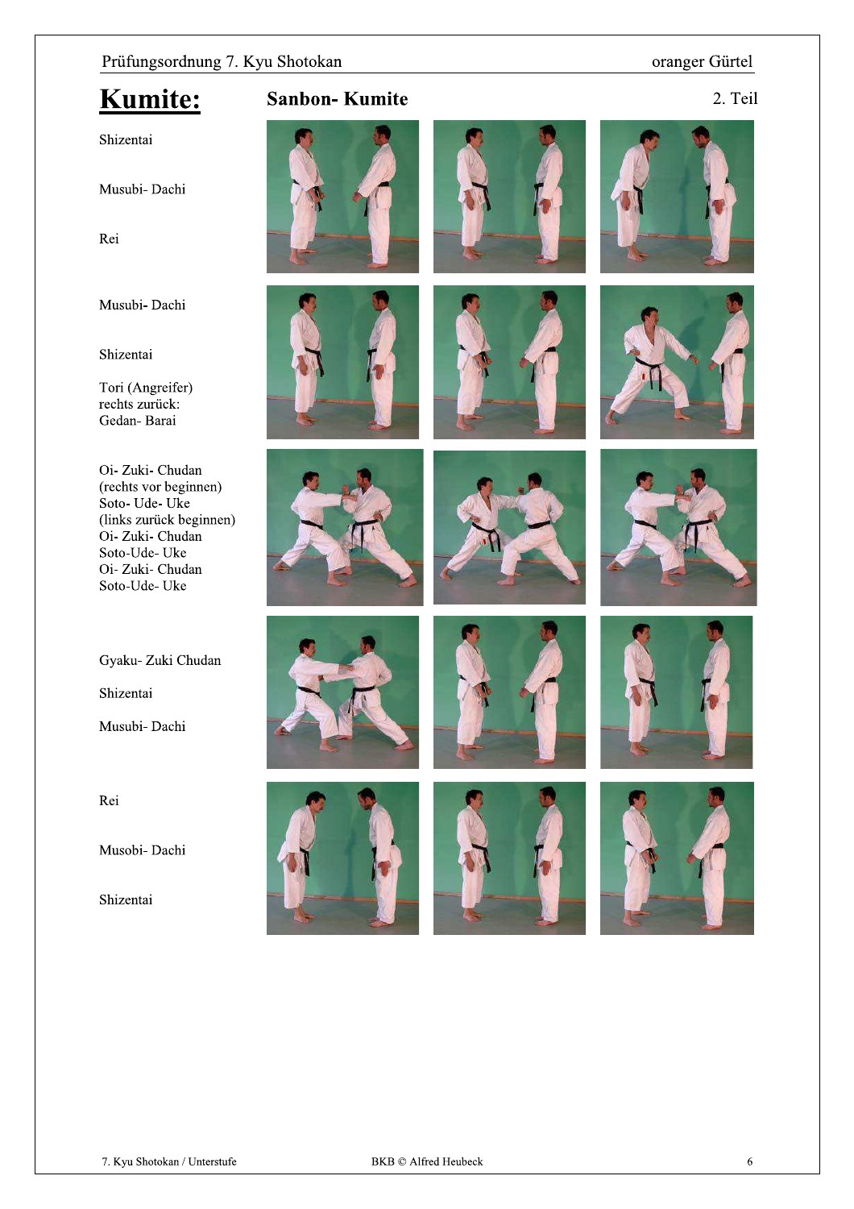# Kumite:

## Sanbon- Kumite

2. Teil

Shizentai

Musubi- Dachi

Rei

Musubi- Dachi

Shizentai

Tori (Angreifer)
rechts zurück:
Gedan- Barai

Oi- Zuki- Chudan
(rechts vor beginnen)
Soto- Ude- Uke
(links zurück beginnen)
Oi- Zuki- Chudan
Soto-Ude- Uke
Oi- Zuki- Chudan
Soto-Ude- Uke

Gyaku- Zuki Chudan

Shizentai

Musubi- Dachi

Rei

Musobi- Dachi

Shizentai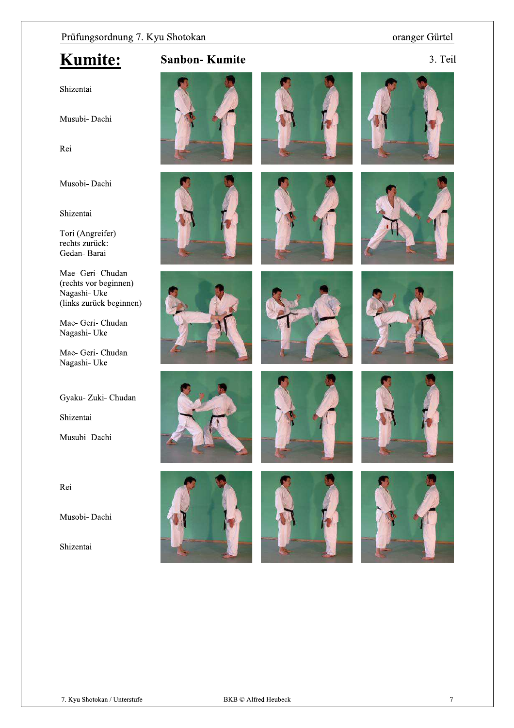# Kumite:

## Sanbon- Kumite

3. Teil

Shizentai

Musubi- Dachi

Rei

Musobi- Dachi

Shizentai

Tori (Angreifer)
rechts zurück:
Gedan- Barai

Mae- Geri- Chudan
(rechts vor beginnen)
Nagashi- Uke
(links zurück beginnen)

Mae- Geri- Chudan
Nagashi- Uke

Mae- Geri- Chudan
Nagashi- Uke

Gyaku- Zuki- Chudan

Shizentai

Musubi- Dachi

Rei

Musobi- Dachi

Shizentai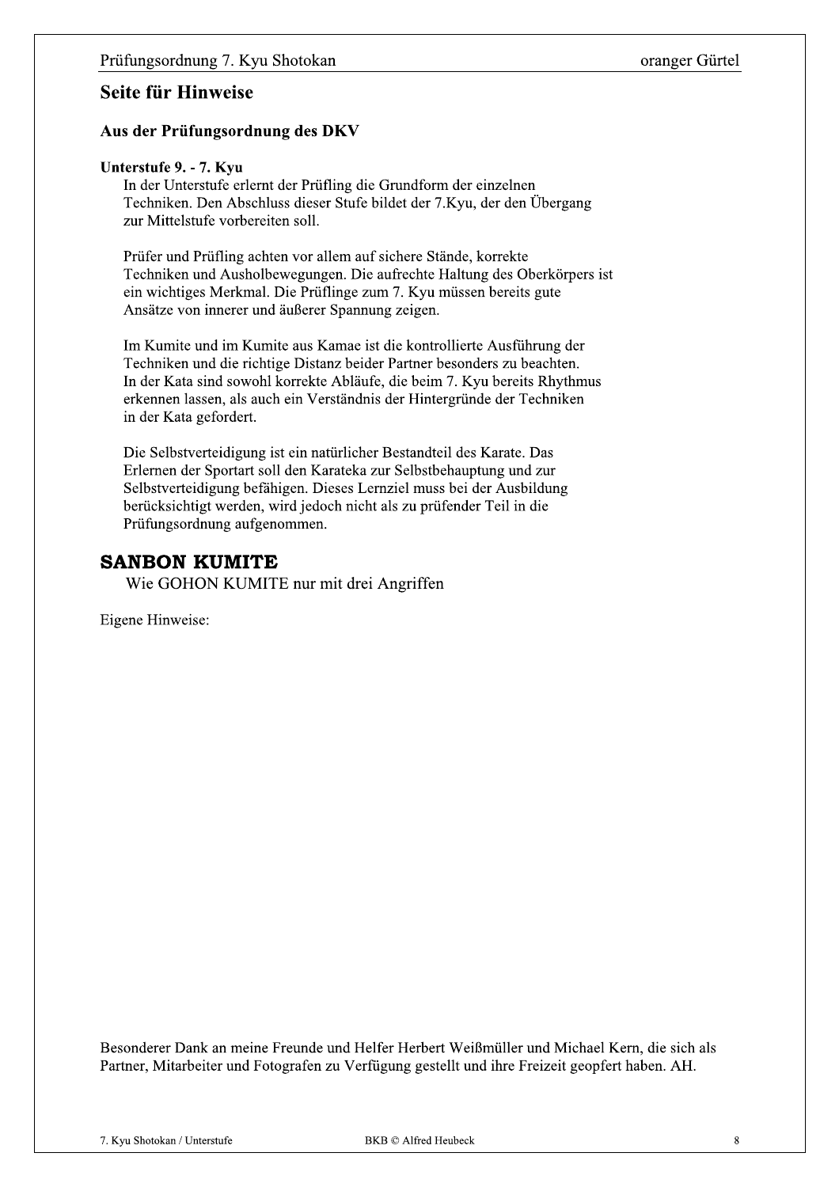## Seite für Hinweise

### Aus der Prüfungsordnung des DKV

**Unterstufe 9. - 7. Kyu**

In der Unterstufe erlernt der Prüfling die Grundform der einzelnen Techniken. Den Abschluss dieser Stufe bildet der 7.Kyu, der den Übergang zur Mittelstufe vorbereiten soll.

Prüfer und Prüfling achten vor allem auf sichere Stände, korrekte Techniken und Ausholbewegungen. Die aufrechte Haltung des Oberkörpers ist ein wichtiges Merkmal. Die Prüflinge zum 7. Kyu müssen bereits gute Ansätze von innerer und äußerer Spannung zeigen.

Im Kumite und im Kumite aus Kamae ist die kontrollierte Ausführung der Techniken und die richtige Distanz beider Partner besonders zu beachten. In der Kata sind sowohl korrekte Abläufe, die beim 7. Kyu bereits Rhythmus erkennen lassen, als auch ein Verständnis der Hintergründe der Techniken in der Kata gefordert.

Die Selbstverteidigung ist ein natürlicher Bestandteil des Karate. Das Erlernen der Sportart soll den Karateka zur Selbstbehauptung und zur Selbstverteidigung befähigen. Dieses Lernziel muss bei der Ausbildung berücksichtigt werden, wird jedoch nicht als zu prüfender Teil in die Prüfungsordnung aufgenommen.

## SANBON KUMITE

Wie GOHON KUMITE nur mit drei Angriffen

Eigene Hinweise:

Besonderer Dank an meine Freunde und Helfer Herbert Weißmüller und Michael Kern, die sich als Partner, Mitarbeiter und Fotografen zu Verfügung gestellt und ihre Freizeit geopfert haben. AH.